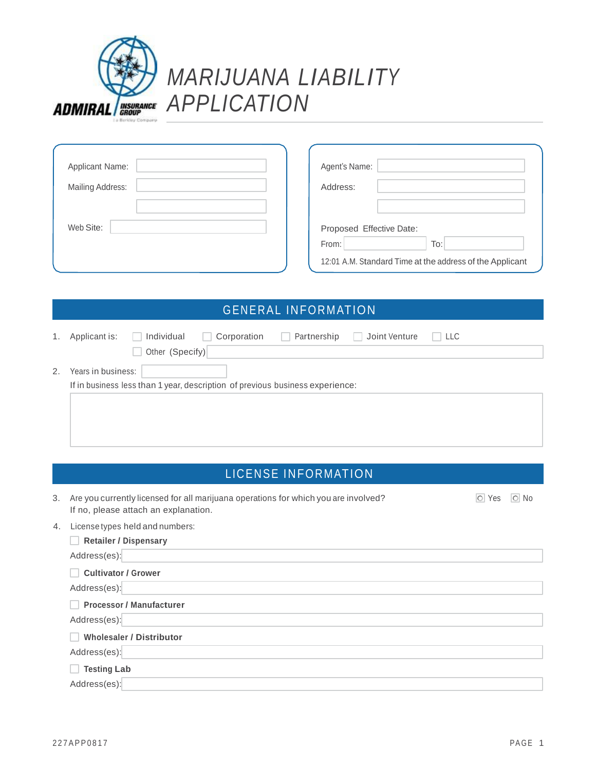ADMIRAL INSURANCE GROUP
a Berkley Company

# MARIJUANA LIABILITY APPLICATION

Applicant Name: ______________________

Mailing Address: ______________________

______________________

Web Site: ______________________

Agent's Name: ______________________

Address: ______________________

______________________

Proposed Effective Date:

From: ______________ To: ______________

12:01 A.M. Standard Time at the address of the Applicant

## GENERAL INFORMATION

1. Applicant is: ☐ Individual ☐ Corporation ☐ Partnership ☐ Joint Venture ☐ LLC
   ☐ Other (Specify) ______________________

2. Years in business: ______________
   If in business less than 1 year, description of previous business experience:
   ______________________

## LICENSE INFORMATION

3. Are you currently licensed for all marijuana operations for which you are involved? ○ Yes ○ No
   If no, please attach an explanation.

4. License types held and numbers:

   ☐ **Retailer / Dispensary**
   Address(es): ______________________

   ☐ **Cultivator / Grower**
   Address(es): ______________________

   ☐ **Processor / Manufacturer**
   Address(es): ______________________

   ☐ **Wholesaler / Distributor**
   Address(es): ______________________

   ☐ **Testing Lab**
   Address(es): ______________________

227APP0817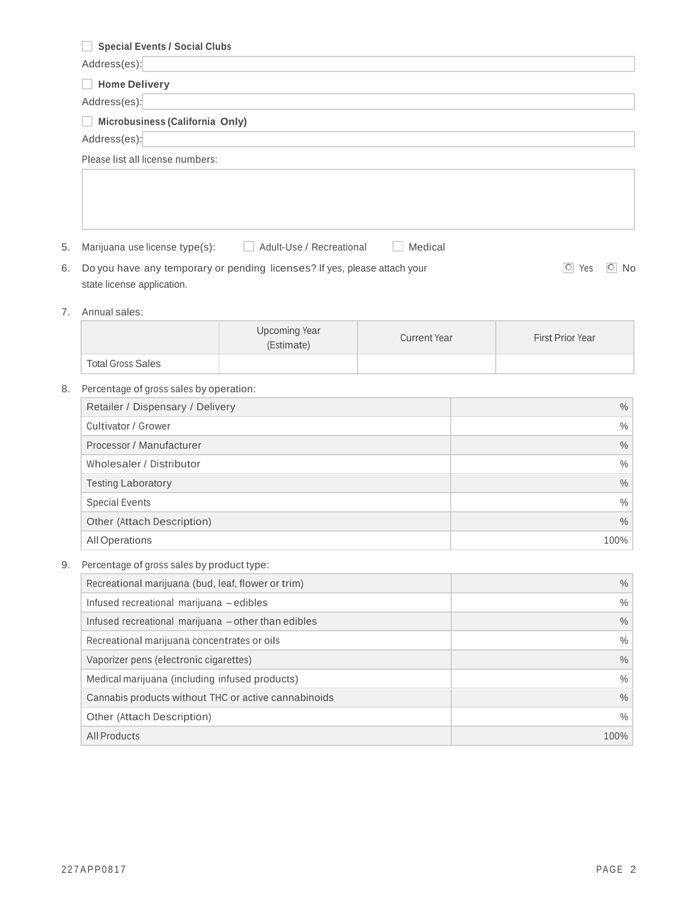☐ **Special Events / Social Clubs**

Address(es):

☐ **Home Delivery**

Address(es):

☐ **Microbusiness (California Only)**

Address(es):

Please list all license numbers:

5. Marijuana use license type(s): ☐ Adult-Use / Recreational ☐ Medical

6. Do you have any temporary or pending licenses? If yes, please attach your state license application. ○ Yes ○ No

7. Annual sales:

| | Upcoming Year (Estimate) | Current Year | First Prior Year |
|---|---|---|---|
| Total Gross Sales | | | |

8. Percentage of gross sales by operation:

| | |
|---|---|
| Retailer / Dispensary / Delivery | % |
| Cultivator / Grower | % |
| Processor / Manufacturer | % |
| Wholesaler / Distributor | % |
| Testing Laboratory | % |
| Special Events | % |
| Other (Attach Description) | % |
| All Operations | 100% |

9. Percentage of gross sales by product type:

| | |
|---|---|
| Recreational marijuana (bud, leaf, flower or trim) | % |
| Infused recreational marijuana – edibles | % |
| Infused recreational marijuana – other than edibles | % |
| Recreational marijuana concentrates or oils | % |
| Vaporizer pens (electronic cigarettes) | % |
| Medical marijuana (including infused products) | % |
| Cannabis products without THC or active cannabinoids | % |
| Other (Attach Description) | % |
| All Products | 100% |

227APP0817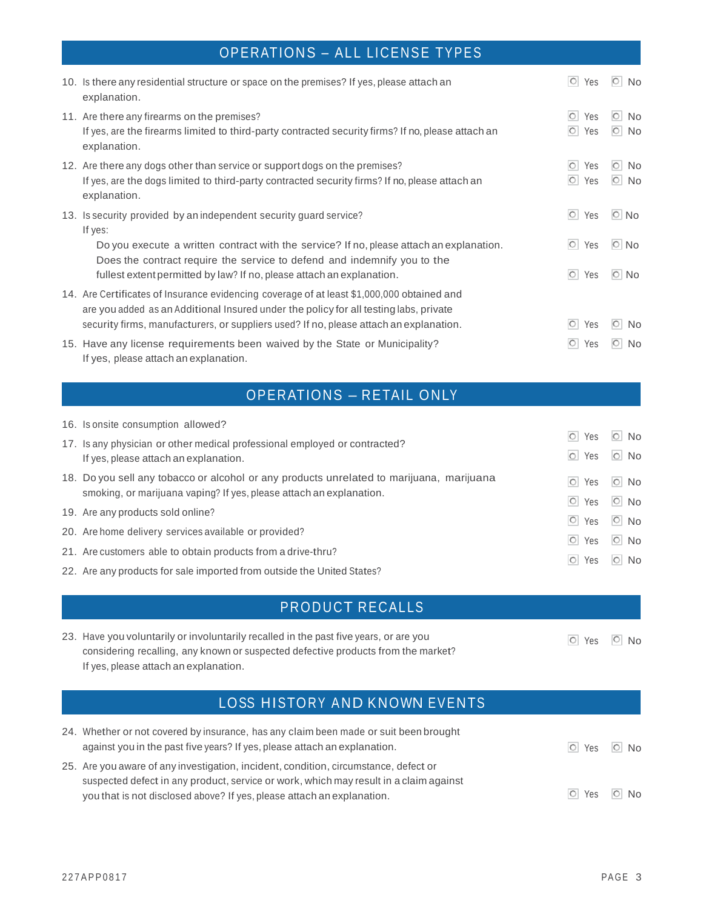## OPERATIONS – ALL LICENSE TYPES

10. Is there any residential structure or space on the premises? If yes, please attach an explanation. ☐ Yes ☐ No

11. Are there any firearms on the premises? ☐ Yes ☐ No
    If yes, are the firearms limited to third-party contracted security firms? If no, please attach an explanation. ☐ Yes ☐ No

12. Are there any dogs other than service or support dogs on the premises? ☐ Yes ☐ No
    If yes, are the dogs limited to third-party contracted security firms? If no, please attach an explanation. ☐ Yes ☐ No

13. Is security provided by an independent security guard service? ☐ Yes ☐ No
    If yes:
    Do you execute a written contract with the service? If no, please attach an explanation. ☐ Yes ☐ No
    Does the contract require the service to defend and indemnify you to the fullest extent permitted by law? If no, please attach an explanation. ☐ Yes ☐ No

14. Are Certificates of Insurance evidencing coverage of at least $1,000,000 obtained and are you added as an Additional Insured under the policy for all testing labs, private security firms, manufacturers, or suppliers used? If no, please attach an explanation. ☐ Yes ☐ No

15. Have any license requirements been waived by the State or Municipality? ☐ Yes ☐ No
    If yes, please attach an explanation.

## OPERATIONS – RETAIL ONLY

16. Is onsite consumption allowed? ☐ Yes ☐ No

17. Is any physician or other medical professional employed or contracted? ☐ Yes ☐ No
    If yes, please attach an explanation.

18. Do you sell any tobacco or alcohol or any products unrelated to marijuana, marijuana smoking, or marijuana vaping? If yes, please attach an explanation. ☐ Yes ☐ No

19. Are any products sold online? ☐ Yes ☐ No

20. Are home delivery services available or provided? ☐ Yes ☐ No

21. Are customers able to obtain products from a drive-thru? ☐ Yes ☐ No

22. Are any products for sale imported from outside the United States? ☐ Yes ☐ No

## PRODUCT RECALLS

23. Have you voluntarily or involuntarily recalled in the past five years, or are you considering recalling, any known or suspected defective products from the market? ☐ Yes ☐ No
    If yes, please attach an explanation.

## LOSS HISTORY AND KNOWN EVENTS

24. Whether or not covered by insurance, has any claim been made or suit been brought against you in the past five years? If yes, please attach an explanation. ☐ Yes ☐ No

25. Are you aware of any investigation, incident, condition, circumstance, defect or suspected defect in any product, service or work, which may result in a claim against you that is not disclosed above? If yes, please attach an explanation. ☐ Yes ☐ No

227APP0817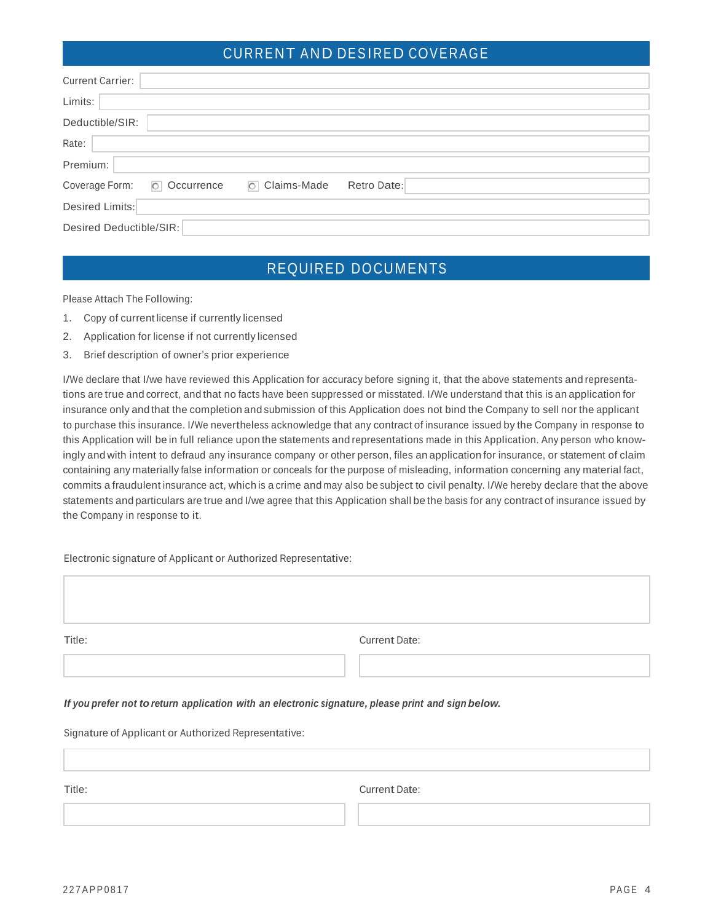## CURRENT AND DESIRED COVERAGE

Current Carrier:

Limits:

Deductible/SIR:

Rate:

Premium:

Coverage Form: ○ Occurrence ○ Claims-Made Retro Date:

Desired Limits:

Desired Deductible/SIR:

## REQUIRED DOCUMENTS

Please Attach The Following:

1. Copy of current license if currently licensed
2. Application for license if not currently licensed
3. Brief description of owner's prior experience

I/We declare that I/we have reviewed this Application for accuracy before signing it, that the above statements and representations are true and correct, and that no facts have been suppressed or misstated. I/We understand that this is an application for insurance only and that the completion and submission of this Application does not bind the Company to sell nor the applicant to purchase this insurance. I/We nevertheless acknowledge that any contract of insurance issued by the Company in response to this Application will be in full reliance upon the statements and representations made in this Application. Any person who knowingly and with intent to defraud any insurance company or other person, files an application for insurance, or statement of claim containing any materially false information or conceals for the purpose of misleading, information concerning any material fact, commits a fraudulent insurance act, which is a crime and may also be subject to civil penalty. I/We hereby declare that the above statements and particulars are true and I/we agree that this Application shall be the basis for any contract of insurance issued by the Company in response to it.

Electronic signature of Applicant or Authorized Representative:

Title:

Current Date:

***If you prefer not to return application with an electronic signature, please print and sign below.***

Signature of Applicant or Authorized Representative:

Title:

Current Date:

227APP0817